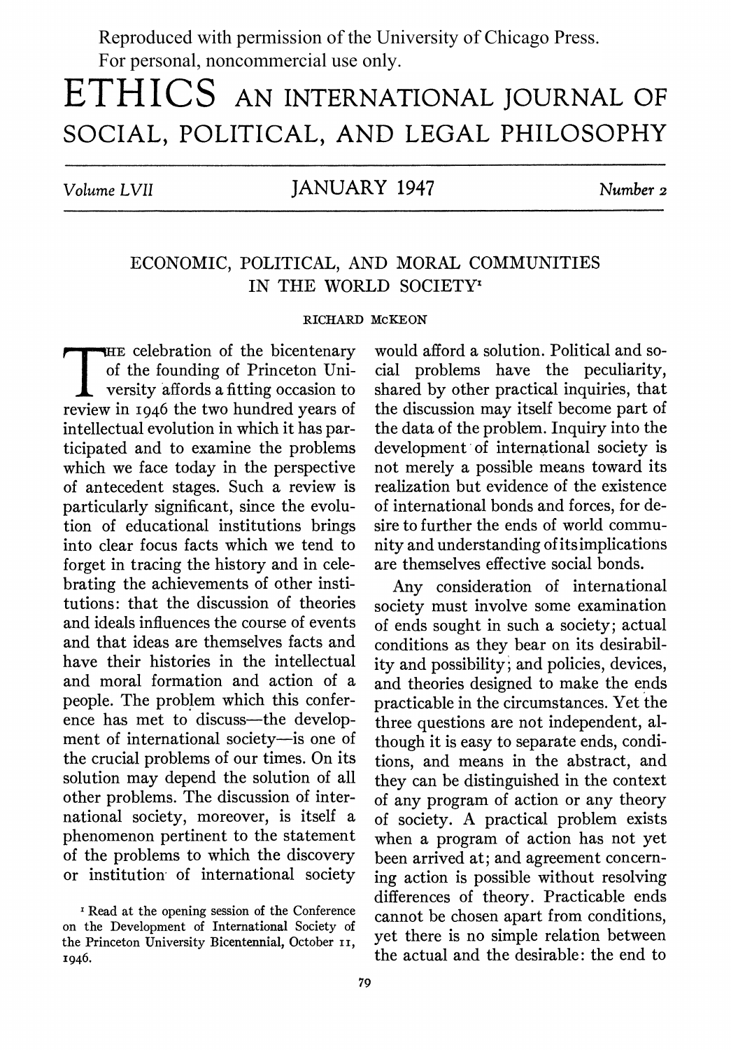Reproduced with permission of the University of Chicago Press.
For personal, noncommercial use only.

# ETHICS AN INTERNATIONAL JOURNAL OF SOCIAL, POLITICAL, AND LEGAL PHILOSOPHY

*Volume LVII* JANUARY 1947 *Number 2*

## ECONOMIC, POLITICAL, AND MORAL COMMUNITIES IN THE WORLD SOCIETY[1]

RICHARD McKEON

THE celebration of the bicentenary of the founding of Princeton University affords a fitting occasion to review in 1946 the two hundred years of intellectual evolution in which it has participated and to examine the problems which we face today in the perspective of antecedent stages. Such a review is particularly significant, since the evolution of educational institutions brings into clear focus facts which we tend to forget in tracing the history and in celebrating the achievements of other institutions: that the discussion of theories and ideals influences the course of events and that ideas are themselves facts and have their histories in the intellectual and moral formation and action of a people. The problem which this conference has met to discuss—the development of international society—is one of the crucial problems of our times. On its solution may depend the solution of all other problems. The discussion of international society, moreover, is itself a phenomenon pertinent to the statement of the problems to which the discovery or institution of international society would afford a solution. Political and social problems have the peculiarity, shared by other practical inquiries, that the discussion may itself become part of the data of the problem. Inquiry into the development of international society is not merely a possible means toward its realization but evidence of the existence of international bonds and forces, for desire to further the ends of world community and understanding of its implications are themselves effective social bonds.

Any consideration of international society must involve some examination of ends sought in such a society; actual conditions as they bear on its desirability and possibility; and policies, devices, and theories designed to make the ends practicable in the circumstances. Yet the three questions are not independent, although it is easy to separate ends, conditions, and means in the abstract, and they can be distinguished in the context of any program of action or any theory of society. A practical problem exists when a program of action has not yet been arrived at; and agreement concerning action is possible without resolving differences of theory. Practicable ends cannot be chosen apart from conditions, yet there is no simple relation between the actual and the desirable: the end to

[1] Read at the opening session of the Conference on the Development of International Society of the Princeton University Bicentennial, October 11, 1946.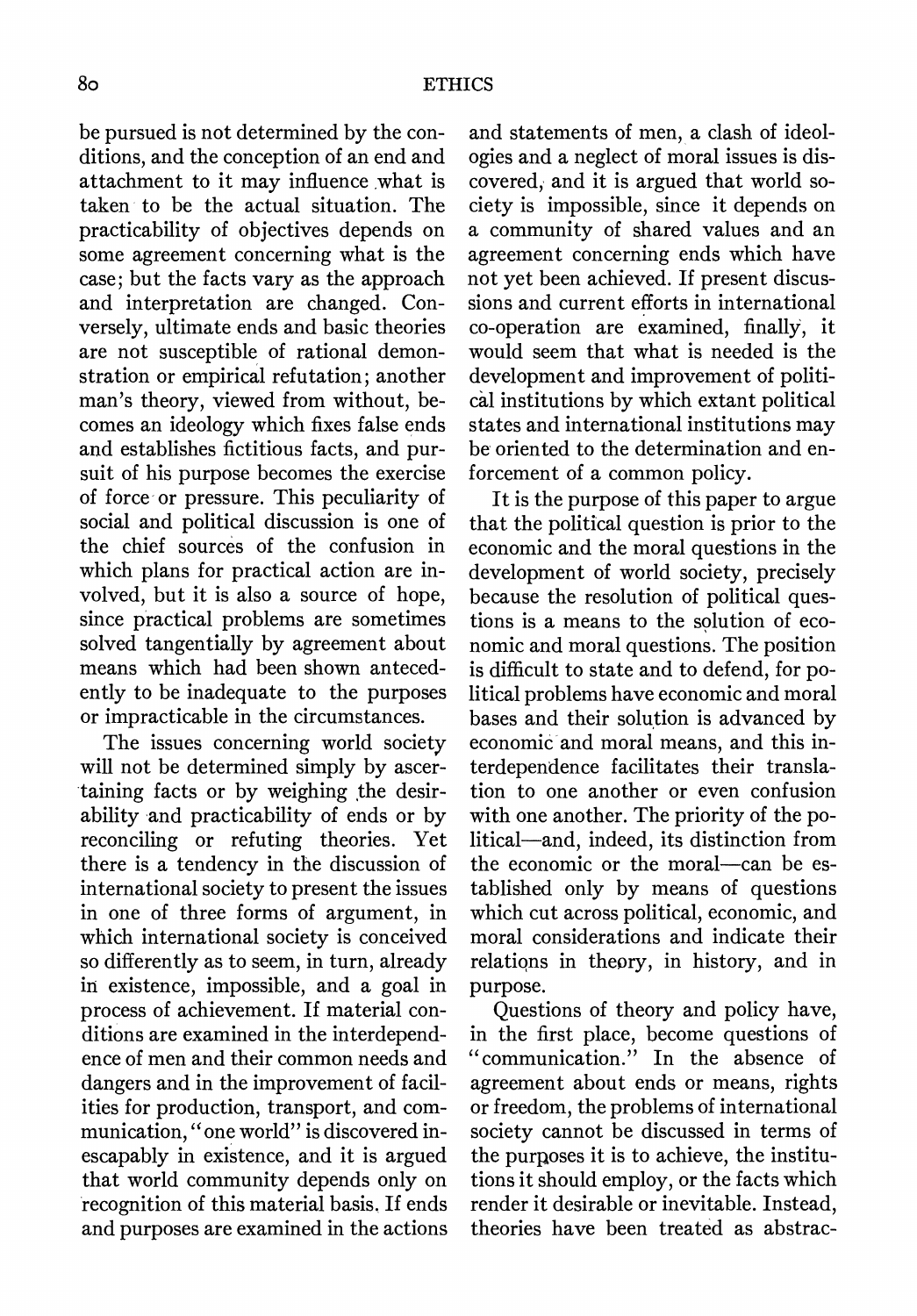be pursued is not determined by the conditions, and the conception of an end and attachment to it may influence what is taken to be the actual situation. The practicability of objectives depends on some agreement concerning what is the case; but the facts vary as the approach and interpretation are changed. Conversely, ultimate ends and basic theories are not susceptible of rational demonstration or empirical refutation; another man's theory, viewed from without, becomes an ideology which fixes false ends and establishes fictitious facts, and pursuit of his purpose becomes the exercise of force or pressure. This peculiarity of social and political discussion is one of the chief sources of the confusion in which plans for practical action are involved, but it is also a source of hope, since practical problems are sometimes solved tangentially by agreement about means which had been shown antecedently to be inadequate to the purposes or impracticable in the circumstances.

The issues concerning world society will not be determined simply by ascertaining facts or by weighing the desirability and practicability of ends or by reconciling or refuting theories. Yet there is a tendency in the discussion of international society to present the issues in one of three forms of argument, in which international society is conceived so differently as to seem, in turn, already in existence, impossible, and a goal in process of achievement. If material conditions are examined in the interdependence of men and their common needs and dangers and in the improvement of facilities for production, transport, and communication, "one world" is discovered inescapably in existence, and it is argued that world community depends only on recognition of this material basis. If ends and purposes are examined in the actions and statements of men, a clash of ideologies and a neglect of moral issues is discovered, and it is argued that world society is impossible, since it depends on a community of shared values and an agreement concerning ends which have not yet been achieved. If present discussions and current efforts in international co-operation are examined, finally, it would seem that what is needed is the development and improvement of political institutions by which extant political states and international institutions may be oriented to the determination and enforcement of a common policy.

It is the purpose of this paper to argue that the political question is prior to the economic and the moral questions in the development of world society, precisely because the resolution of political questions is a means to the solution of economic and moral questions. The position is difficult to state and to defend, for political problems have economic and moral bases and their solution is advanced by economic and moral means, and this interdependence facilitates their translation to one another or even confusion with one another. The priority of the political—and, indeed, its distinction from the economic or the moral—can be established only by means of questions which cut across political, economic, and moral considerations and indicate their relations in theory, in history, and in purpose.

Questions of theory and policy have, in the first place, become questions of "communication." In the absence of agreement about ends or means, rights or freedom, the problems of international society cannot be discussed in terms of the purposes it is to achieve, the institutions it should employ, or the facts which render it desirable or inevitable. Instead, theories have been treated as abstrac-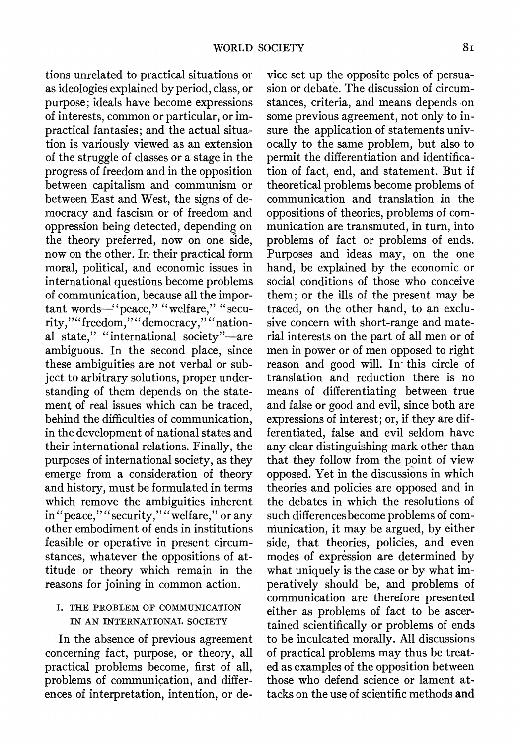tions unrelated to practical situations or as ideologies explained by period, class, or purpose; ideals have become expressions of interests, common or particular, or impractical fantasies; and the actual situation is variously viewed as an extension of the struggle of classes or a stage in the progress of freedom and in the opposition between capitalism and communism or between East and West, the signs of democracy and fascism or of freedom and oppression being detected, depending on the theory preferred, now on one side, now on the other. In their practical form moral, political, and economic issues in international questions become problems of communication, because all the important words—"peace," "welfare," "security," "freedom," "democracy," "national state," "international society"—are ambiguous. In the second place, since these ambiguities are not verbal or subject to arbitrary solutions, proper understanding of them depends on the statement of real issues which can be traced, behind the difficulties of communication, in the development of national states and their international relations. Finally, the purposes of international society, as they emerge from a consideration of theory and history, must be formulated in terms which remove the ambiguities inherent in "peace," "security," "welfare," or any other embodiment of ends in institutions feasible or operative in present circumstances, whatever the oppositions of attitude or theory which remain in the reasons for joining in common action.

## I. THE PROBLEM OF COMMUNICATION IN AN INTERNATIONAL SOCIETY

In the absence of previous agreement concerning fact, purpose, or theory, all practical problems become, first of all, problems of communication, and differences of interpretation, intention, or device set up the opposite poles of persuasion or debate. The discussion of circumstances, criteria, and means depends on some previous agreement, not only to insure the application of statements univocally to the same problem, but also to permit the differentiation and identification of fact, end, and statement. But if theoretical problems become problems of communication and translation in the oppositions of theories, problems of communication are transmuted, in turn, into problems of fact or problems of ends. Purposes and ideas may, on the one hand, be explained by the economic or social conditions of those who conceive them; or the ills of the present may be traced, on the other hand, to an exclusive concern with short-range and material interests on the part of all men or of men in power or of men opposed to right reason and good will. In this circle of translation and reduction there is no means of differentiating between true and false or good and evil, since both are expressions of interest; or, if they are differentiated, false and evil seldom have any clear distinguishing mark other than that they follow from the point of view opposed. Yet in the discussions in which theories and policies are opposed and in the debates in which the resolutions of such differences become problems of communication, it may be argued, by either side, that theories, policies, and even modes of expression are determined by what uniquely is the case or by what imperatively should be, and problems of communication are therefore presented either as problems of fact to be ascertained scientifically or problems of ends to be inculcated morally. All discussions of practical problems may thus be treated as examples of the opposition between those who defend science or lament attacks on the use of scientific methods and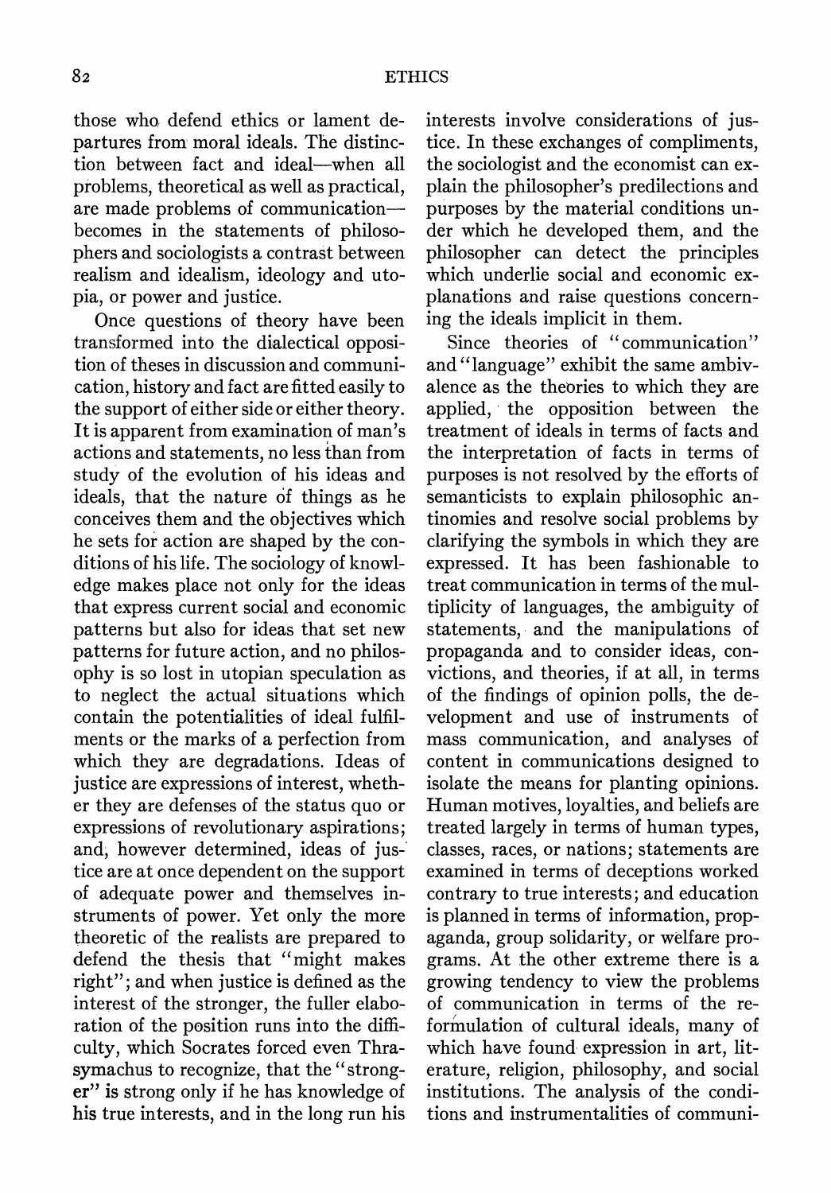those who defend ethics or lament departures from moral ideals. The distinction between fact and ideal—when all problems, theoretical as well as practical, are made problems of communication—becomes in the statements of philosophers and sociologists a contrast between realism and idealism, ideology and utopia, or power and justice.

Once questions of theory have been transformed into the dialectical opposition of theses in discussion and communication, history and fact are fitted easily to the support of either side or either theory. It is apparent from examination of man's actions and statements, no less than from study of the evolution of his ideas and ideals, that the nature of things as he conceives them and the objectives which he sets for action are shaped by the conditions of his life. The sociology of knowledge makes place not only for the ideas that express current social and economic patterns but also for ideas that set new patterns for future action, and no philosophy is so lost in utopian speculation as to neglect the actual situations which contain the potentialities of ideal fulfilments or the marks of a perfection from which they are degradations. Ideas of justice are expressions of interest, whether they are defenses of the status quo or expressions of revolutionary aspirations; and, however determined, ideas of justice are at once dependent on the support of adequate power and themselves instruments of power. Yet only the more theoretic of the realists are prepared to defend the thesis that "might makes right"; and when justice is defined as the interest of the stronger, the fuller elaboration of the position runs into the difficulty, which Socrates forced even Thrasymachus to recognize, that the "stronger" is strong only if he has knowledge of his true interests, and in the long run his interests involve considerations of justice. In these exchanges of compliments, the sociologist and the economist can explain the philosopher's predilections and purposes by the material conditions under which he developed them, and the philosopher can detect the principles which underlie social and economic explanations and raise questions concerning the ideals implicit in them.

Since theories of "communication" and "language" exhibit the same ambivalence as the theories to which they are applied, the opposition between the treatment of ideals in terms of facts and the interpretation of facts in terms of purposes is not resolved by the efforts of semanticists to explain philosophic antinomies and resolve social problems by clarifying the symbols in which they are expressed. It has been fashionable to treat communication in terms of the multiplicity of languages, the ambiguity of statements, and the manipulations of propaganda and to consider ideas, convictions, and theories, if at all, in terms of the findings of opinion polls, the development and use of instruments of mass communication, and analyses of content in communications designed to isolate the means for planting opinions. Human motives, loyalties, and beliefs are treated largely in terms of human types, classes, races, or nations; statements are examined in terms of deceptions worked contrary to true interests; and education is planned in terms of information, propaganda, group solidarity, or welfare programs. At the other extreme there is a growing tendency to view the problems of communication in terms of the reformulation of cultural ideals, many of which have found expression in art, literature, religion, philosophy, and social institutions. The analysis of the conditions and instrumentalities of communi-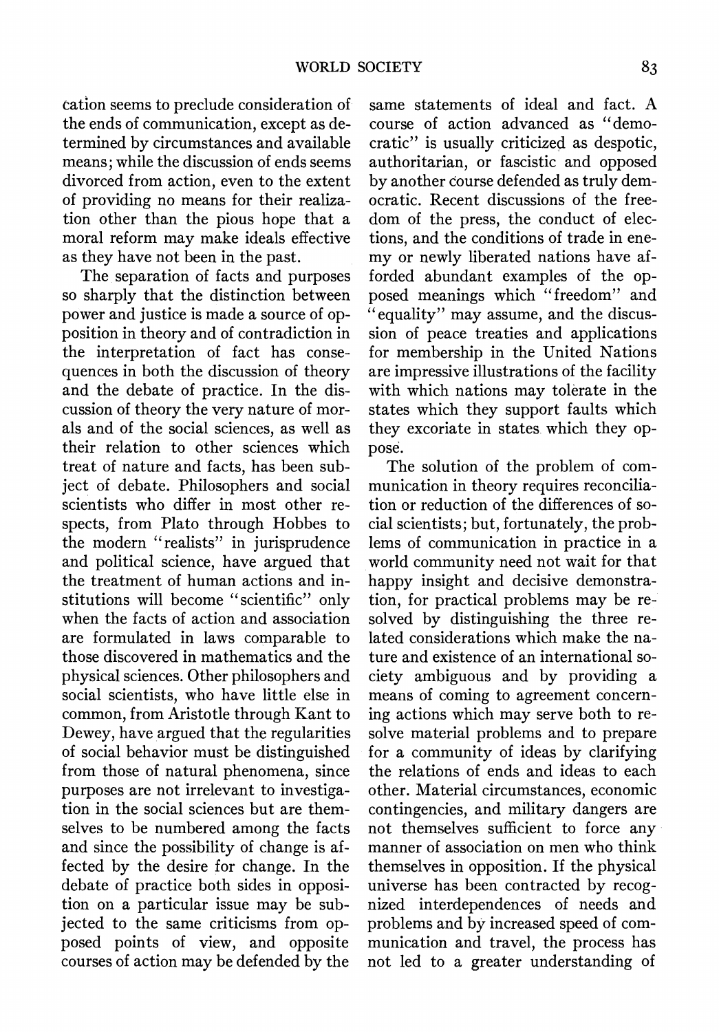cation seems to preclude consideration of the ends of communication, except as determined by circumstances and available means; while the discussion of ends seems divorced from action, even to the extent of providing no means for their realization other than the pious hope that a moral reform may make ideals effective as they have not been in the past.

The separation of facts and purposes so sharply that the distinction between power and justice is made a source of opposition in theory and of contradiction in the interpretation of fact has consequences in both the discussion of theory and the debate of practice. In the discussion of theory the very nature of morals and of the social sciences, as well as their relation to other sciences which treat of nature and facts, has been subject of debate. Philosophers and social scientists who differ in most other respects, from Plato through Hobbes to the modern "realists" in jurisprudence and political science, have argued that the treatment of human actions and institutions will become "scientific" only when the facts of action and association are formulated in laws comparable to those discovered in mathematics and the physical sciences. Other philosophers and social scientists, who have little else in common, from Aristotle through Kant to Dewey, have argued that the regularities of social behavior must be distinguished from those of natural phenomena, since purposes are not irrelevant to investigation in the social sciences but are themselves to be numbered among the facts and since the possibility of change is affected by the desire for change. In the debate of practice both sides in opposition on a particular issue may be subjected to the same criticisms from opposed points of view, and opposite courses of action may be defended by the same statements of ideal and fact. A course of action advanced as "democratic" is usually criticized as despotic, authoritarian, or fascistic and opposed by another course defended as truly democratic. Recent discussions of the freedom of the press, the conduct of elections, and the conditions of trade in enemy or newly liberated nations have afforded abundant examples of the opposed meanings which "freedom" and "equality" may assume, and the discussion of peace treaties and applications for membership in the United Nations are impressive illustrations of the facility with which nations may tolerate in the states which they support faults which they excoriate in states which they oppose.

The solution of the problem of communication in theory requires reconciliation or reduction of the differences of social scientists; but, fortunately, the problems of communication in practice in a world community need not wait for that happy insight and decisive demonstration, for practical problems may be resolved by distinguishing the three related considerations which make the nature and existence of an international society ambiguous and by providing a means of coming to agreement concerning actions which may serve both to resolve material problems and to prepare for a community of ideas by clarifying the relations of ends and ideas to each other. Material circumstances, economic contingencies, and military dangers are not themselves sufficient to force any manner of association on men who think themselves in opposition. If the physical universe has been contracted by recognized interdependences of needs and problems and by increased speed of communication and travel, the process has not led to a greater understanding of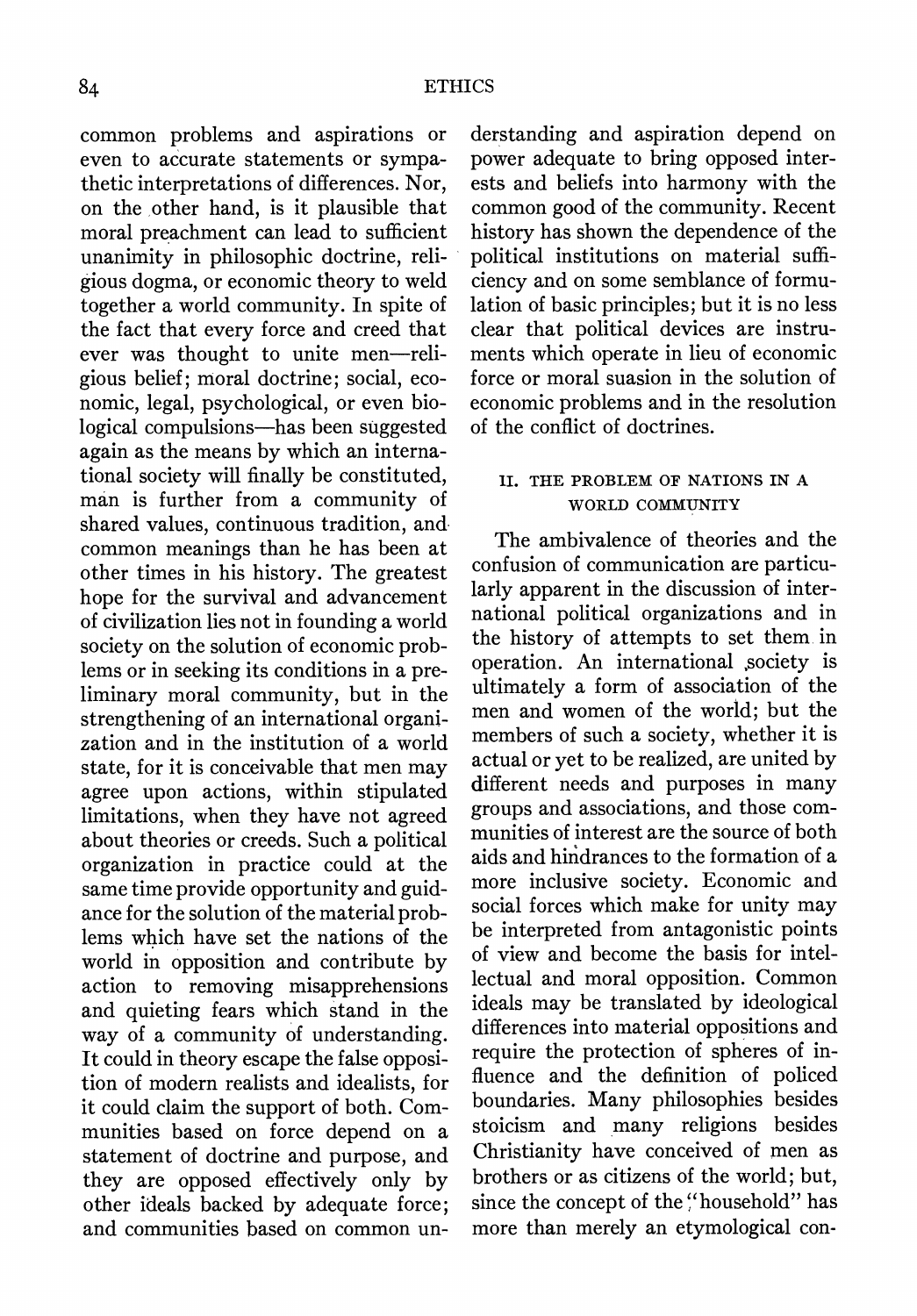common problems and aspirations or even to accurate statements or sympathetic interpretations of differences. Nor, on the other hand, is it plausible that moral preachment can lead to sufficient unanimity in philosophic doctrine, religious dogma, or economic theory to weld together a world community. In spite of the fact that every force and creed that ever was thought to unite men—religious belief; moral doctrine; social, economic, legal, psychological, or even biological compulsions—has been suggested again as the means by which an international society will finally be constituted, man is further from a community of shared values, continuous tradition, and common meanings than he has been at other times in his history. The greatest hope for the survival and advancement of civilization lies not in founding a world society on the solution of economic problems or in seeking its conditions in a preliminary moral community, but in the strengthening of an international organization and in the institution of a world state, for it is conceivable that men may agree upon actions, within stipulated limitations, when they have not agreed about theories or creeds. Such a political organization in practice could at the same time provide opportunity and guidance for the solution of the material problems which have set the nations of the world in opposition and contribute by action to removing misapprehensions and quieting fears which stand in the way of a community of understanding. It could in theory escape the false opposition of modern realists and idealists, for it could claim the support of both. Communities based on force depend on a statement of doctrine and purpose, and they are opposed effectively only by other ideals backed by adequate force; and communities based on common understanding and aspiration depend on power adequate to bring opposed interests and beliefs into harmony with the common good of the community. Recent history has shown the dependence of the political institutions on material sufficiency and on some semblance of formulation of basic principles; but it is no less clear that political devices are instruments which operate in lieu of economic force or moral suasion in the solution of economic problems and in the resolution of the conflict of doctrines.

## II. THE PROBLEM OF NATIONS IN A WORLD COMMUNITY

The ambivalence of theories and the confusion of communication are particularly apparent in the discussion of international political organizations and in the history of attempts to set them in operation. An international society is ultimately a form of association of the men and women of the world; but the members of such a society, whether it is actual or yet to be realized, are united by different needs and purposes in many groups and associations, and those communities of interest are the source of both aids and hindrances to the formation of a more inclusive society. Economic and social forces which make for unity may be interpreted from antagonistic points of view and become the basis for intellectual and moral opposition. Common ideals may be translated by ideological differences into material oppositions and require the protection of spheres of influence and the definition of policed boundaries. Many philosophies besides stoicism and many religions besides Christianity have conceived of men as brothers or as citizens of the world; but, since the concept of the "household" has more than merely an etymological con-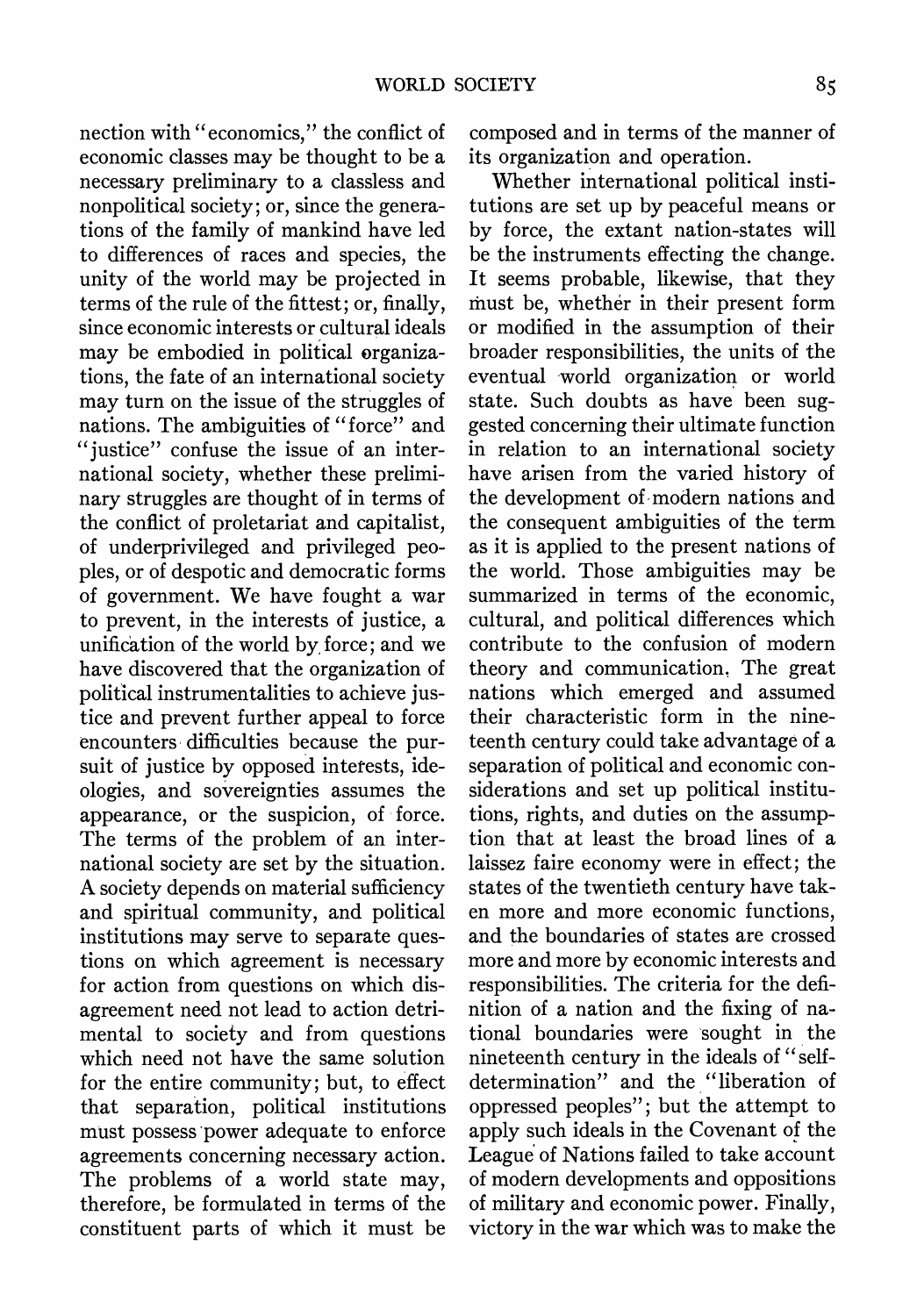nection with "economics," the conflict of economic classes may be thought to be a necessary preliminary to a classless and nonpolitical society; or, since the generations of the family of mankind have led to differences of races and species, the unity of the world may be projected in terms of the rule of the fittest; or, finally, since economic interests or cultural ideals may be embodied in political organizations, the fate of an international society may turn on the issue of the struggles of nations. The ambiguities of "force" and "justice" confuse the issue of an international society, whether these preliminary struggles are thought of in terms of the conflict of proletariat and capitalist, of underprivileged and privileged peoples, or of despotic and democratic forms of government. We have fought a war to prevent, in the interests of justice, a unification of the world by force; and we have discovered that the organization of political instrumentalities to achieve justice and prevent further appeal to force encounters difficulties because the pursuit of justice by opposed interests, ideologies, and sovereignties assumes the appearance, or the suspicion, of force. The terms of the problem of an international society are set by the situation. A society depends on material sufficiency and spiritual community, and political institutions may serve to separate questions on which agreement is necessary for action from questions on which disagreement need not lead to action detrimental to society and from questions which need not have the same solution for the entire community; but, to effect that separation, political institutions must possess power adequate to enforce agreements concerning necessary action. The problems of a world state may, therefore, be formulated in terms of the constituent parts of which it must be composed and in terms of the manner of its organization and operation.

Whether international political institutions are set up by peaceful means or by force, the extant nation-states will be the instruments effecting the change. It seems probable, likewise, that they must be, whether in their present form or modified in the assumption of their broader responsibilities, the units of the eventual world organization or world state. Such doubts as have been suggested concerning their ultimate function in relation to an international society have arisen from the varied history of the development of modern nations and the consequent ambiguities of the term as it is applied to the present nations of the world. Those ambiguities may be summarized in terms of the economic, cultural, and political differences which contribute to the confusion of modern theory and communication. The great nations which emerged and assumed their characteristic form in the nineteenth century could take advantage of a separation of political and economic considerations and set up political institutions, rights, and duties on the assumption that at least the broad lines of a laissez faire economy were in effect; the states of the twentieth century have taken more and more economic functions, and the boundaries of states are crossed more and more by economic interests and responsibilities. The criteria for the definition of a nation and the fixing of national boundaries were sought in the nineteenth century in the ideals of "self-determination" and the "liberation of oppressed peoples"; but the attempt to apply such ideals in the Covenant of the League of Nations failed to take account of modern developments and oppositions of military and economic power. Finally, victory in the war which was to make the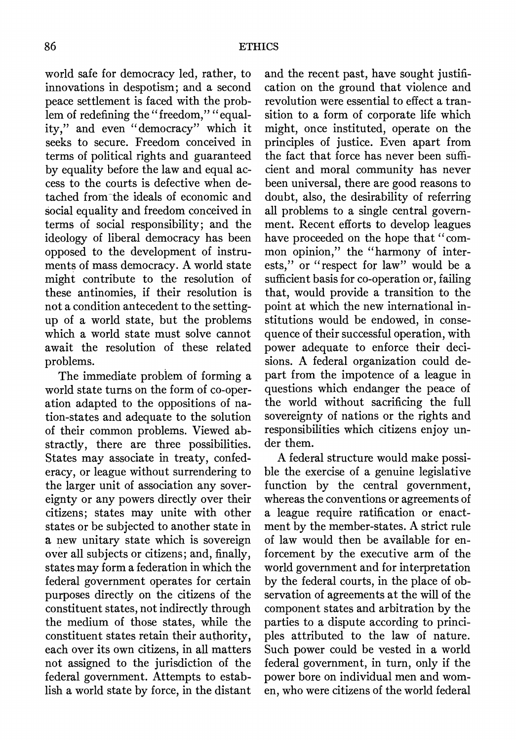world safe for democracy led, rather, to innovations in despotism; and a second peace settlement is faced with the problem of redefining the "freedom," "equality," and even "democracy" which it seeks to secure. Freedom conceived in terms of political rights and guaranteed by equality before the law and equal access to the courts is defective when detached from the ideals of economic and social equality and freedom conceived in terms of social responsibility; and the ideology of liberal democracy has been opposed to the development of instruments of mass democracy. A world state might contribute to the resolution of these antinomies, if their resolution is not a condition antecedent to the setting-up of a world state, but the problems which a world state must solve cannot await the resolution of these related problems.

The immediate problem of forming a world state turns on the form of co-operation adapted to the oppositions of nation-states and adequate to the solution of their common problems. Viewed abstractly, there are three possibilities. States may associate in treaty, confederacy, or league without surrendering to the larger unit of association any sovereignty or any powers directly over their citizens; states may unite with other states or be subjected to another state in a new unitary state which is sovereign over all subjects or citizens; and, finally, states may form a federation in which the federal government operates for certain purposes directly on the citizens of the constituent states, not indirectly through the medium of those states, while the constituent states retain their authority, each over its own citizens, in all matters not assigned to the jurisdiction of the federal government. Attempts to establish a world state by force, in the distant and the recent past, have sought justification on the ground that violence and revolution were essential to effect a transition to a form of corporate life which might, once instituted, operate on the principles of justice. Even apart from the fact that force has never been sufficient and moral community has never been universal, there are good reasons to doubt, also, the desirability of referring all problems to a single central government. Recent efforts to develop leagues have proceeded on the hope that "common opinion," the "harmony of interests," or "respect for law" would be a sufficient basis for co-operation or, failing that, would provide a transition to the point at which the new international institutions would be endowed, in consequence of their successful operation, with power adequate to enforce their decisions. A federal organization could depart from the impotence of a league in questions which endanger the peace of the world without sacrificing the full sovereignty of nations or the rights and responsibilities which citizens enjoy under them.

A federal structure would make possible the exercise of a genuine legislative function by the central government, whereas the conventions or agreements of a league require ratification or enactment by the member-states. A strict rule of law would then be available for enforcement by the executive arm of the world government and for interpretation by the federal courts, in the place of observation of agreements at the will of the component states and arbitration by the parties to a dispute according to principles attributed to the law of nature. Such power could be vested in a world federal government, in turn, only if the power bore on individual men and women, who were citizens of the world federal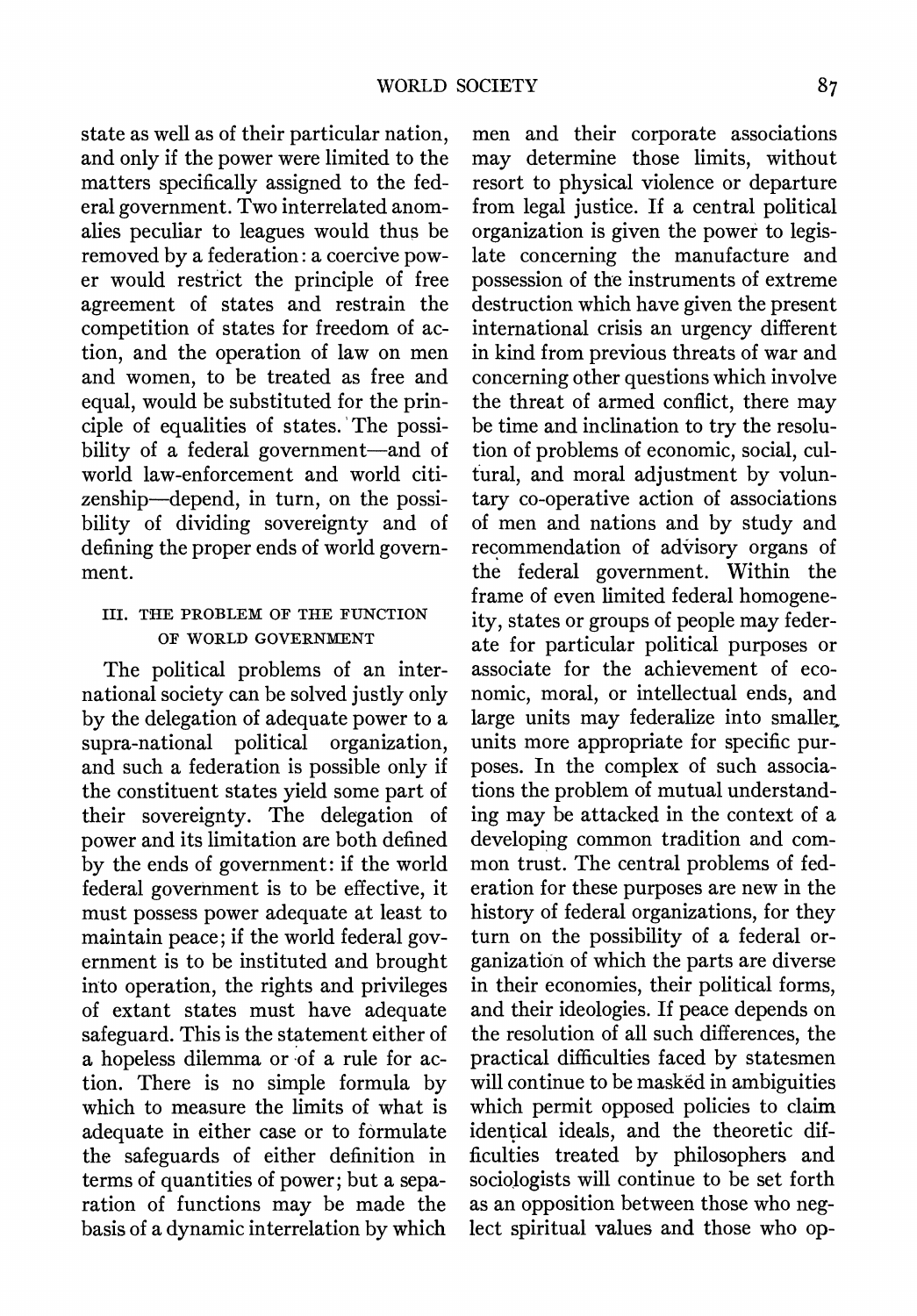state as well as of their particular nation, and only if the power were limited to the matters specifically assigned to the federal government. Two interrelated anomalies peculiar to leagues would thus be removed by a federation: a coercive power would restrict the principle of free agreement of states and restrain the competition of states for freedom of action, and the operation of law on men and women, to be treated as free and equal, would be substituted for the principle of equalities of states. The possibility of a federal government—and of world law-enforcement and world citizenship—depend, in turn, on the possibility of dividing sovereignty and of defining the proper ends of world government.

### III. THE PROBLEM OF THE FUNCTION OF WORLD GOVERNMENT

The political problems of an international society can be solved justly only by the delegation of adequate power to a supra-national political organization, and such a federation is possible only if the constituent states yield some part of their sovereignty. The delegation of power and its limitation are both defined by the ends of government: if the world federal government is to be effective, it must possess power adequate at least to maintain peace; if the world federal government is to be instituted and brought into operation, the rights and privileges of extant states must have adequate safeguard. This is the statement either of a hopeless dilemma or of a rule for action. There is no simple formula by which to measure the limits of what is adequate in either case or to formulate the safeguards of either definition in terms of quantities of power; but a separation of functions may be made the basis of a dynamic interrelation by which men and their corporate associations may determine those limits, without resort to physical violence or departure from legal justice. If a central political organization is given the power to legislate concerning the manufacture and possession of the instruments of extreme destruction which have given the present international crisis an urgency different in kind from previous threats of war and concerning other questions which involve the threat of armed conflict, there may be time and inclination to try the resolution of problems of economic, social, cultural, and moral adjustment by voluntary co-operative action of associations of men and nations and by study and recommendation of advisory organs of the federal government. Within the frame of even limited federal homogeneity, states or groups of people may federate for particular political purposes or associate for the achievement of economic, moral, or intellectual ends, and large units may federalize into smaller units more appropriate for specific purposes. In the complex of such associations the problem of mutual understanding may be attacked in the context of a developing common tradition and common trust. The central problems of federation for these purposes are new in the history of federal organizations, for they turn on the possibility of a federal organization of which the parts are diverse in their economies, their political forms, and their ideologies. If peace depends on the resolution of all such differences, the practical difficulties faced by statesmen will continue to be masked in ambiguities which permit opposed policies to claim identical ideals, and the theoretic difficulties treated by philosophers and sociologists will continue to be set forth as an opposition between those who neglect spiritual values and those who op-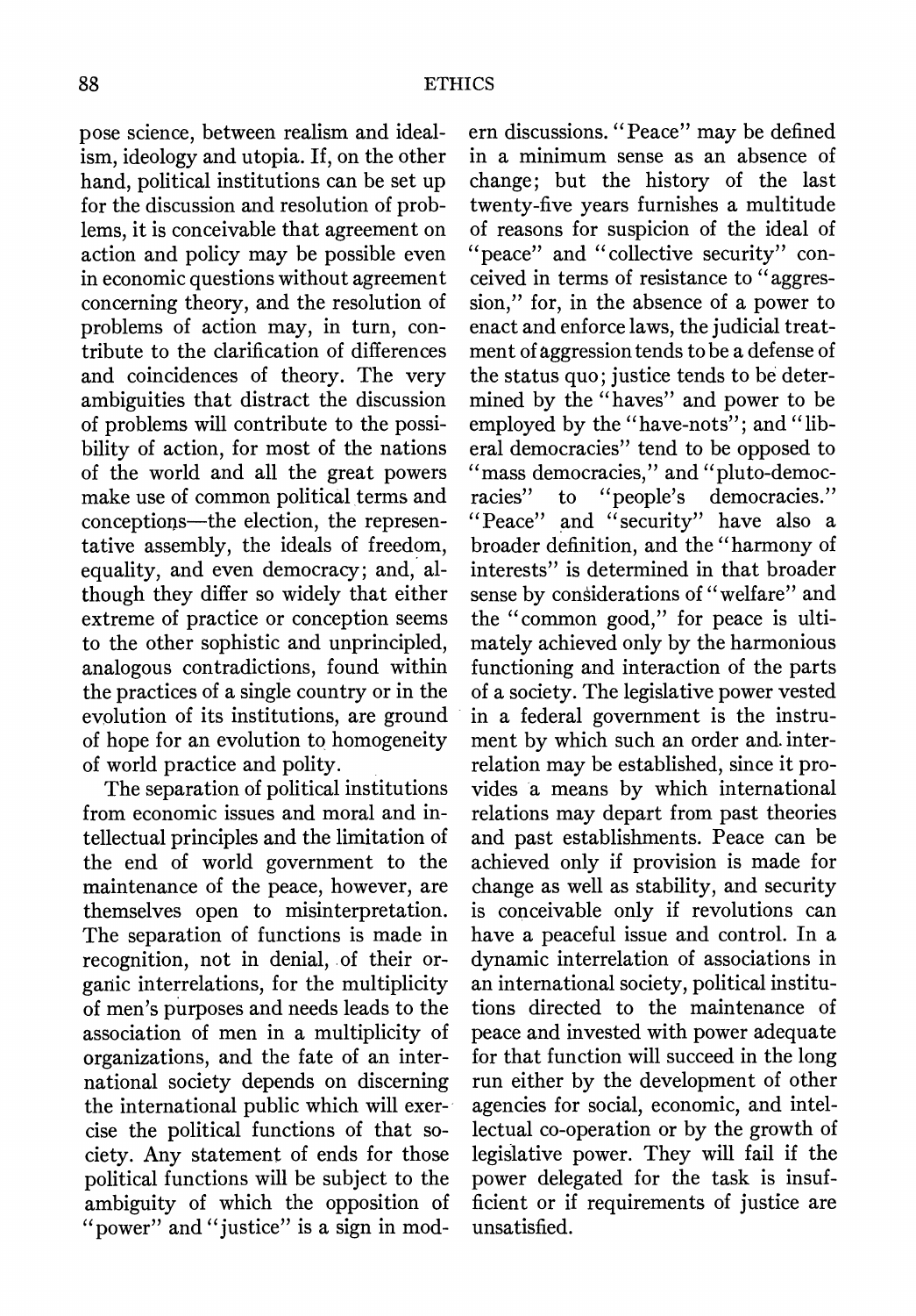pose science, between realism and idealism, ideology and utopia. If, on the other hand, political institutions can be set up for the discussion and resolution of problems, it is conceivable that agreement on action and policy may be possible even in economic questions without agreement concerning theory, and the resolution of problems of action may, in turn, contribute to the clarification of differences and coincidences of theory. The very ambiguities that distract the discussion of problems will contribute to the possibility of action, for most of the nations of the world and all the great powers make use of common political terms and conceptions—the election, the representative assembly, the ideals of freedom, equality, and even democracy; and, although they differ so widely that either extreme of practice or conception seems to the other sophistic and unprincipled, analogous contradictions, found within the practices of a single country or in the evolution of its institutions, are ground of hope for an evolution to homogeneity of world practice and polity.

The separation of political institutions from economic issues and moral and intellectual principles and the limitation of the end of world government to the maintenance of the peace, however, are themselves open to misinterpretation. The separation of functions is made in recognition, not in denial, of their organic interrelations, for the multiplicity of men's purposes and needs leads to the association of men in a multiplicity of organizations, and the fate of an international society depends on discerning the international public which will exercise the political functions of that society. Any statement of ends for those political functions will be subject to the ambiguity of which the opposition of "power" and "justice" is a sign in modern discussions. "Peace" may be defined in a minimum sense as an absence of change; but the history of the last twenty-five years furnishes a multitude of reasons for suspicion of the ideal of "peace" and "collective security" conceived in terms of resistance to "aggression," for, in the absence of a power to enact and enforce laws, the judicial treatment of aggression tends to be a defense of the status quo; justice tends to be determined by the "haves" and power to be employed by the "have-nots"; and "liberal democracies" tend to be opposed to "mass democracies," and "pluto-democracies" to "people's democracies." "Peace" and "security" have also a broader definition, and the "harmony of interests" is determined in that broader sense by considerations of "welfare" and the "common good," for peace is ultimately achieved only by the harmonious functioning and interaction of the parts of a society. The legislative power vested in a federal government is the instrument by which such an order and interrelation may be established, since it provides a means by which international relations may depart from past theories and past establishments. Peace can be achieved only if provision is made for change as well as stability, and security is conceivable only if revolutions can have a peaceful issue and control. In a dynamic interrelation of associations in an international society, political institutions directed to the maintenance of peace and invested with power adequate for that function will succeed in the long run either by the development of other agencies for social, economic, and intellectual co-operation or by the growth of legislative power. They will fail if the power delegated for the task is insufficient or if requirements of justice are unsatisfied.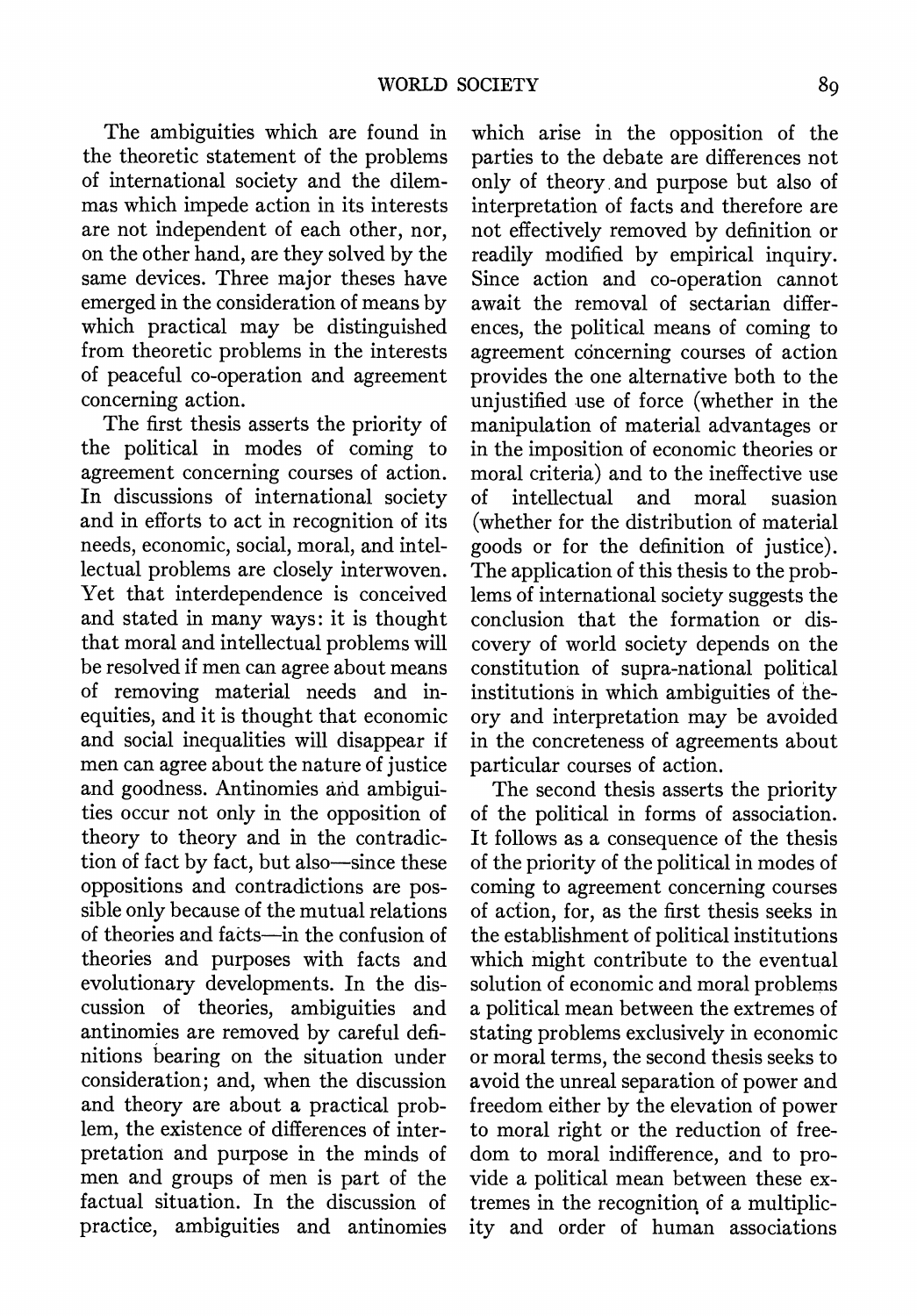The ambiguities which are found in the theoretic statement of the problems of international society and the dilemmas which impede action in its interests are not independent of each other, nor, on the other hand, are they solved by the same devices. Three major theses have emerged in the consideration of means by which practical may be distinguished from theoretic problems in the interests of peaceful co-operation and agreement concerning action.

The first thesis asserts the priority of the political in modes of coming to agreement concerning courses of action. In discussions of international society and in efforts to act in recognition of its needs, economic, social, moral, and intellectual problems are closely interwoven. Yet that interdependence is conceived and stated in many ways: it is thought that moral and intellectual problems will be resolved if men can agree about means of removing material needs and inequities, and it is thought that economic and social inequalities will disappear if men can agree about the nature of justice and goodness. Antinomies and ambiguities occur not only in the opposition of theory to theory and in the contradiction of fact by fact, but also—since these oppositions and contradictions are possible only because of the mutual relations of theories and facts—in the confusion of theories and purposes with facts and evolutionary developments. In the discussion of theories, ambiguities and antinomies are removed by careful definitions bearing on the situation under consideration; and, when the discussion and theory are about a practical problem, the existence of differences of interpretation and purpose in the minds of men and groups of men is part of the factual situation. In the discussion of practice, ambiguities and antinomies which arise in the opposition of the parties to the debate are differences not only of theory and purpose but also of interpretation of facts and therefore are not effectively removed by definition or readily modified by empirical inquiry. Since action and co-operation cannot await the removal of sectarian differences, the political means of coming to agreement concerning courses of action provides the one alternative both to the unjustified use of force (whether in the manipulation of material advantages or in the imposition of economic theories or moral criteria) and to the ineffective use of intellectual and moral suasion (whether for the distribution of material goods or for the definition of justice). The application of this thesis to the problems of international society suggests the conclusion that the formation or discovery of world society depends on the constitution of supra-national political institutions in which ambiguities of theory and interpretation may be avoided in the concreteness of agreements about particular courses of action.

The second thesis asserts the priority of the political in forms of association. It follows as a consequence of the thesis of the priority of the political in modes of coming to agreement concerning courses of action, for, as the first thesis seeks in the establishment of political institutions which might contribute to the eventual solution of economic and moral problems a political mean between the extremes of stating problems exclusively in economic or moral terms, the second thesis seeks to avoid the unreal separation of power and freedom either by the elevation of power to moral right or the reduction of freedom to moral indifference, and to provide a political mean between these extremes in the recognition of a multiplicity and order of human associations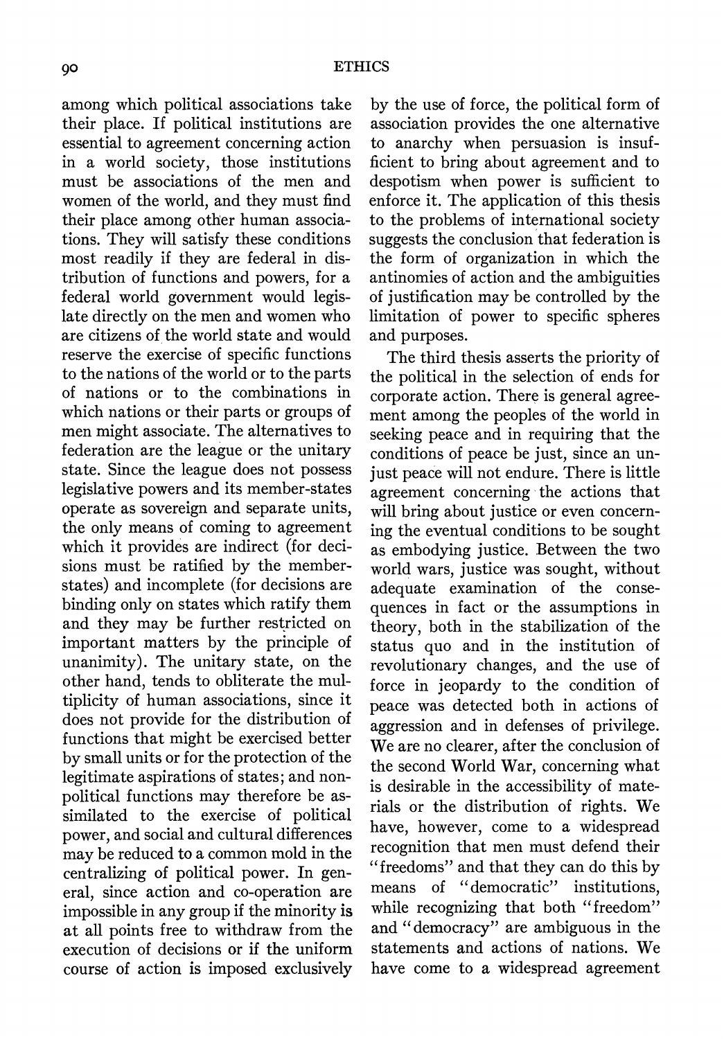among which political associations take their place. If political institutions are essential to agreement concerning action in a world society, those institutions must be associations of the men and women of the world, and they must find their place among other human associations. They will satisfy these conditions most readily if they are federal in distribution of functions and powers, for a federal world government would legislate directly on the men and women who are citizens of the world state and would reserve the exercise of specific functions to the nations of the world or to the parts of nations or to the combinations in which nations or their parts or groups of men might associate. The alternatives to federation are the league or the unitary state. Since the league does not possess legislative powers and its member-states operate as sovereign and separate units, the only means of coming to agreement which it provides are indirect (for decisions must be ratified by the member-states) and incomplete (for decisions are binding only on states which ratify them and they may be further restricted on important matters by the principle of unanimity). The unitary state, on the other hand, tends to obliterate the multiplicity of human associations, since it does not provide for the distribution of functions that might be exercised better by small units or for the protection of the legitimate aspirations of states; and nonpolitical functions may therefore be assimilated to the exercise of political power, and social and cultural differences may be reduced to a common mold in the centralizing of political power. In general, since action and co-operation are impossible in any group if the minority is at all points free to withdraw from the execution of decisions or if the uniform course of action is imposed exclusively by the use of force, the political form of association provides the one alternative to anarchy when persuasion is insufficient to bring about agreement and to despotism when power is sufficient to enforce it. The application of this thesis to the problems of international society suggests the conclusion that federation is the form of organization in which the antinomies of action and the ambiguities of justification may be controlled by the limitation of power to specific spheres and purposes.

The third thesis asserts the priority of the political in the selection of ends for corporate action. There is general agreement among the peoples of the world in seeking peace and in requiring that the conditions of peace be just, since an unjust peace will not endure. There is little agreement concerning the actions that will bring about justice or even concerning the eventual conditions to be sought as embodying justice. Between the two world wars, justice was sought, without adequate examination of the consequences in fact or the assumptions in theory, both in the stabilization of the status quo and in the institution of revolutionary changes, and the use of force in jeopardy to the condition of peace was detected both in actions of aggression and in defenses of privilege. We are no clearer, after the conclusion of the second World War, concerning what is desirable in the accessibility of materials or the distribution of rights. We have, however, come to a widespread recognition that men must defend their "freedoms" and that they can do this by means of "democratic" institutions, while recognizing that both "freedom" and "democracy" are ambiguous in the statements and actions of nations. We have come to a widespread agreement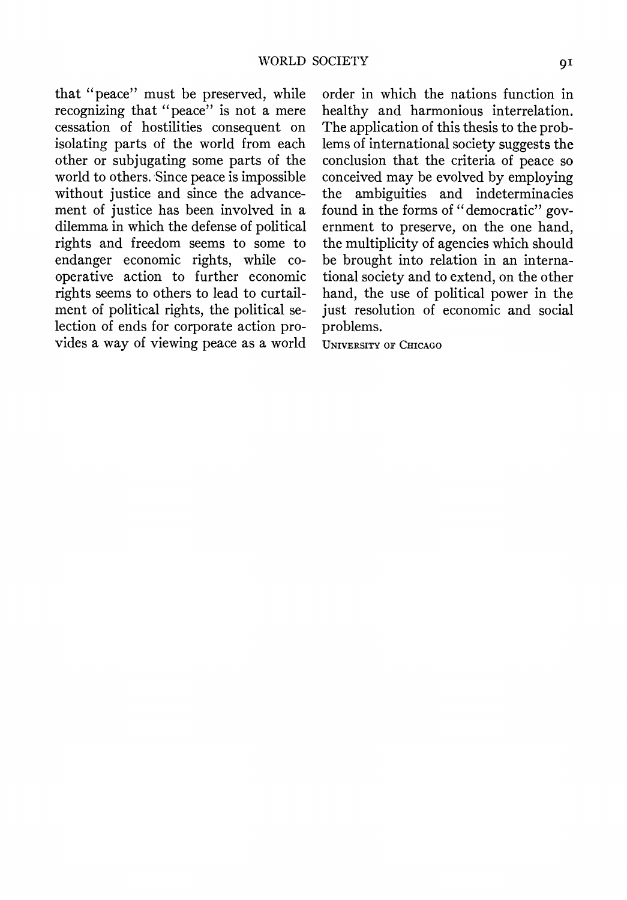that "peace" must be preserved, while recognizing that "peace" is not a mere cessation of hostilities consequent on isolating parts of the world from each other or subjugating some parts of the world to others. Since peace is impossible without justice and since the advancement of justice has been involved in a dilemma in which the defense of political rights and freedom seems to some to endanger economic rights, while co-operative action to further economic rights seems to others to lead to curtailment of political rights, the political selection of ends for corporate action provides a way of viewing peace as a world order in which the nations function in healthy and harmonious interrelation. The application of this thesis to the problems of international society suggests the conclusion that the criteria of peace so conceived may be evolved by employing the ambiguities and indeterminacies found in the forms of "democratic" government to preserve, on the one hand, the multiplicity of agencies which should be brought into relation in an international society and to extend, on the other hand, the use of political power in the just resolution of economic and social problems.

UNIVERSITY OF CHICAGO